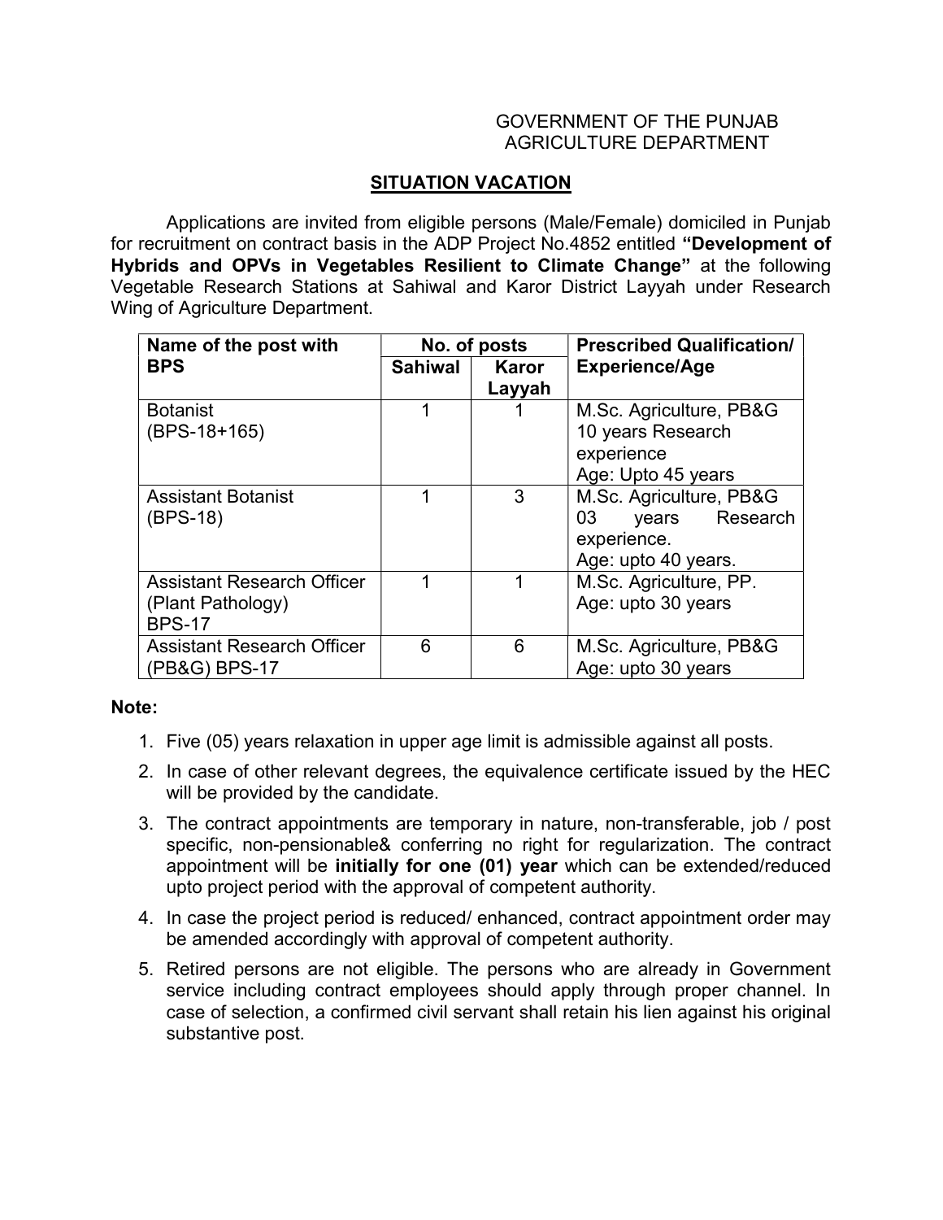GOVERNMENT OF THE PUNJAB
AGRICULTURE DEPARTMENT

## SITUATION VACATION

Applications are invited from eligible persons (Male/Female) domiciled in Punjab for recruitment on contract basis in the ADP Project No.4852 entitled **"Development of Hybrids and OPVs in Vegetables Resilient to Climate Change"** at the following Vegetable Research Stations at Sahiwal and Karor District Layyah under Research Wing of Agriculture Department.

| Name of the post with BPS | No. of posts | | Prescribed Qualification/ Experience/Age |
|---|---|---|---|
| | Sahiwal | Karor Layyah | |
| Botanist (BPS-18+165) | 1 | 1 | M.Sc. Agriculture, PB&G 10 years Research experience Age: Upto 45 years |
| Assistant Botanist (BPS-18) | 1 | 3 | M.Sc. Agriculture, PB&G 03 years Research experience. Age: upto 40 years. |
| Assistant Research Officer (Plant Pathology) BPS-17 | 1 | 1 | M.Sc. Agriculture, PP. Age: upto 30 years |
| Assistant Research Officer (PB&G) BPS-17 | 6 | 6 | M.Sc. Agriculture, PB&G Age: upto 30 years |

**Note:**

1. Five (05) years relaxation in upper age limit is admissible against all posts.
2. In case of other relevant degrees, the equivalence certificate issued by the HEC will be provided by the candidate.
3. The contract appointments are temporary in nature, non-transferable, job / post specific, non-pensionable& conferring no right for regularization. The contract appointment will be **initially for one (01) year** which can be extended/reduced upto project period with the approval of competent authority.
4. In case the project period is reduced/ enhanced, contract appointment order may be amended accordingly with approval of competent authority.
5. Retired persons are not eligible. The persons who are already in Government service including contract employees should apply through proper channel. In case of selection, a confirmed civil servant shall retain his lien against his original substantive post.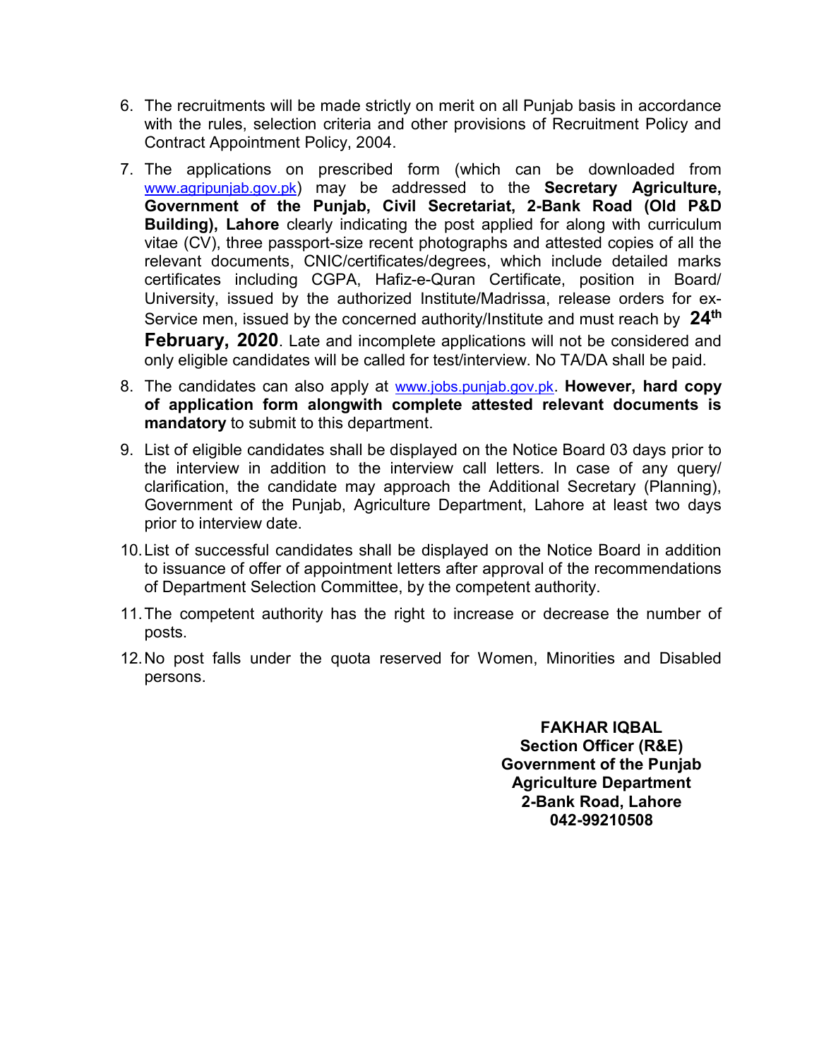6. The recruitments will be made strictly on merit on all Punjab basis in accordance with the rules, selection criteria and other provisions of Recruitment Policy and Contract Appointment Policy, 2004.

7. The applications on prescribed form (which can be downloaded from www.agripunjab.gov.pk) may be addressed to the **Secretary Agriculture, Government of the Punjab, Civil Secretariat, 2-Bank Road (Old P&D Building), Lahore** clearly indicating the post applied for along with curriculum vitae (CV), three passport-size recent photographs and attested copies of all the relevant documents, CNIC/certificates/degrees, which include detailed marks certificates including CGPA, Hafiz-e-Quran Certificate, position in Board/ University, issued by the authorized Institute/Madrissa, release orders for ex-Service men, issued by the concerned authority/Institute and must reach by **24th February, 2020**. Late and incomplete applications will not be considered and only eligible candidates will be called for test/interview. No TA/DA shall be paid.

8. The candidates can also apply at www.jobs.punjab.gov.pk. **However, hard copy of application form alongwith complete attested relevant documents is mandatory** to submit to this department.

9. List of eligible candidates shall be displayed on the Notice Board 03 days prior to the interview in addition to the interview call letters. In case of any query/ clarification, the candidate may approach the Additional Secretary (Planning), Government of the Punjab, Agriculture Department, Lahore at least two days prior to interview date.

10. List of successful candidates shall be displayed on the Notice Board in addition to issuance of offer of appointment letters after approval of the recommendations of Department Selection Committee, by the competent authority.

11. The competent authority has the right to increase or decrease the number of posts.

12. No post falls under the quota reserved for Women, Minorities and Disabled persons.

**FAKHAR IQBAL**
**Section Officer (R&E)**
**Government of the Punjab**
**Agriculture Department**
**2-Bank Road, Lahore**
**042-99210508**